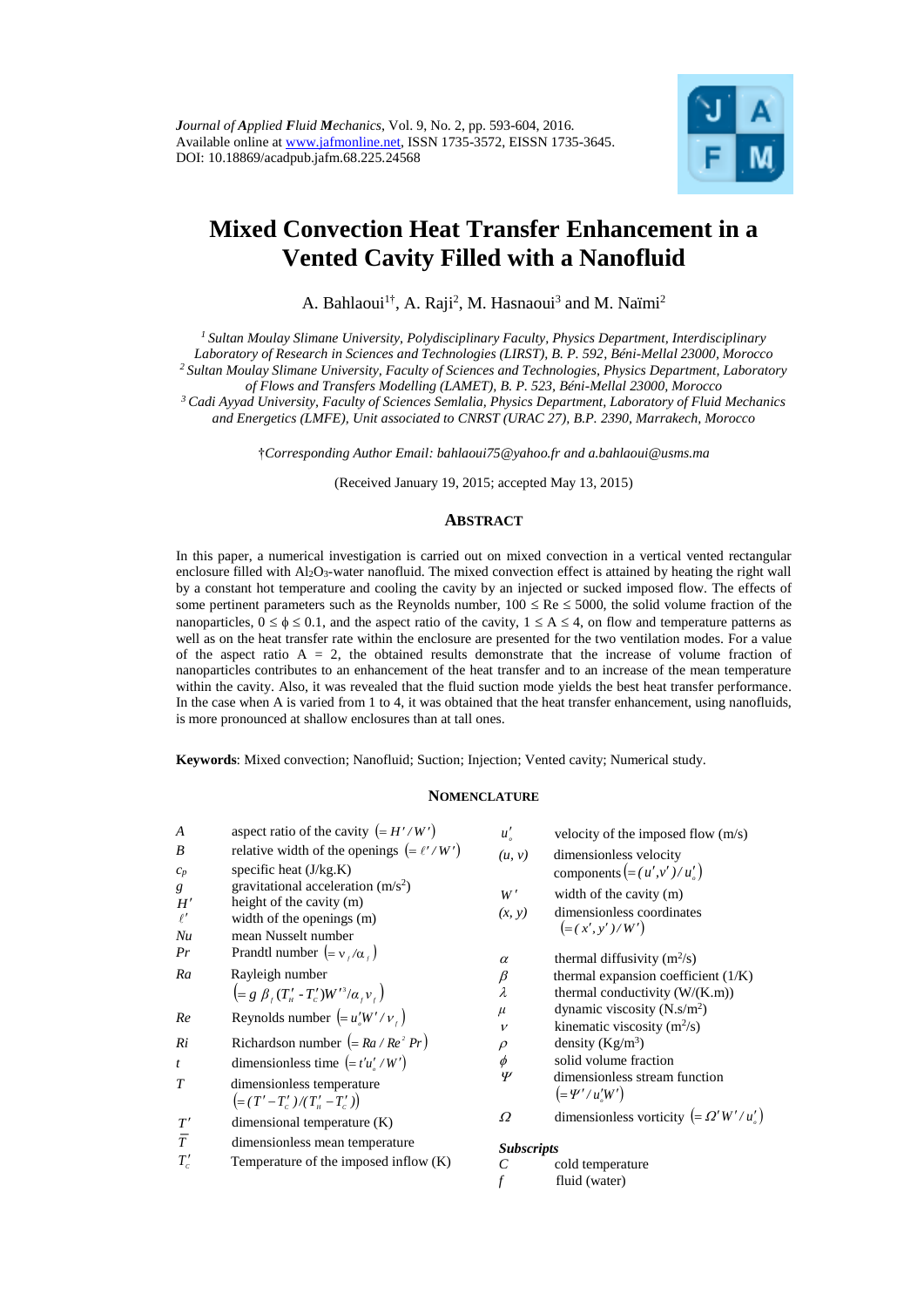*Journal of Applied Fluid Mechanics*, Vol. 9, No. 2, pp. 593-604, 2016.
Available online at www.jafmonline.net, ISSN 1735-3572, EISSN 1735-3645.
DOI: 10.18869/acadpub.jafm.68.225.24568

# Mixed Convection Heat Transfer Enhancement in a Vented Cavity Filled with a Nanofluid

A. Bahlaoui[1†], A. Raji[2], M. Hasnaoui[3] and M. Naïmi[2]

[1] *Sultan Moulay Slimane University, Polydisciplinary Faculty, Physics Department, Interdisciplinary Laboratory of Research in Sciences and Technologies (LIRST), B. P. 592, Béni-Mellal 23000, Morocco*
[2] *Sultan Moulay Slimane University, Faculty of Sciences and Technologies, Physics Department, Laboratory of Flows and Transfers Modelling (LAMET), B. P. 523, Béni-Mellal 23000, Morocco*
[3] *Cadi Ayyad University, Faculty of Sciences Semlalia, Physics Department, Laboratory of Fluid Mechanics and Energetics (LMFE), Unit associated to CNRST (URAC 27), B.P. 2390, Marrakech, Morocco*

†*Corresponding Author Email: bahlaoui75@yahoo.fr and a.bahlaoui@usms.ma*

(Received January 19, 2015; accepted May 13, 2015)

## ABSTRACT

In this paper, a numerical investigation is carried out on mixed convection in a vertical vented rectangular enclosure filled with $Al_2O_3$-water nanofluid. The mixed convection effect is attained by heating the right wall by a constant hot temperature and cooling the cavity by an injected or sucked imposed flow. The effects of some pertinent parameters such as the Reynolds number, $100 \leq Re \leq 5000$, the solid volume fraction of the nanoparticles, $0 \leq \phi \leq 0.1$, and the aspect ratio of the cavity, $1 \leq A \leq 4$, on flow and temperature patterns as well as on the heat transfer rate within the enclosure are presented for the two ventilation modes. For a value of the aspect ratio $A = 2$, the obtained results demonstrate that the increase of volume fraction of nanoparticles contributes to an enhancement of the heat transfer and to an increase of the mean temperature within the cavity. Also, it was revealed that the fluid suction mode yields the best heat transfer performance. In the case when A is varied from 1 to 4, it was obtained that the heat transfer enhancement, using nanofluids, is more pronounced at shallow enclosures than at tall ones.

**Keywords**: Mixed convection; Nanofluid; Suction; Injection; Vented cavity; Numerical study.

## NOMENCLATURE

| | |
|---|---|
| $A$ | aspect ratio of the cavity $(= H'/W')$ |
| $B$ | relative width of the openings $(= \ell'/W')$ |
| $c_p$ | specific heat (J/kg.K) |
| $g$ | gravitational acceleration (m/s$^2$) |
| $H'$ | height of the cavity (m) |
| $\ell'$ | width of the openings (m) |
| $Nu$ | mean Nusselt number |
| $Pr$ | Prandtl number $(= \nu_f/\alpha_f)$ |
| $Ra$ | Rayleigh number $\left(= g\,\beta_f (T'_H - T'_C) W'^3/\alpha_f \nu_f\right)$ |
| $Re$ | Reynolds number $(= u'_o W'/\nu_f)$ |
| $Ri$ | Richardson number $(= Ra/Re^2\,Pr)$ |
| $t$ | dimensionless time $(= t' u'_o/W')$ |
| $T$ | dimensionless temperature $\left(= (T' - T'_C)/(T'_H - T'_C)\right)$ |
| $T'$ | dimensional temperature (K) |
| $\overline{T}$ | dimensionless mean temperature |
| $T'_c$ | Temperature of the imposed inflow (K) |
| $u'_o$ | velocity of the imposed flow (m/s) |
| $(u, v)$ | dimensionless velocity components $(= (u', v')/u'_o)$ |
| $W'$ | width of the cavity (m) |
| $(x, y)$ | dimensionless coordinates $(= (x', y')/W')$ |
| $\alpha$ | thermal diffusivity (m$^2$/s) |
| $\beta$ | thermal expansion coefficient (1/K) |
| $\lambda$ | thermal conductivity (W/(K.m)) |
| $\mu$ | dynamic viscosity (N.s/m$^2$) |
| $\nu$ | kinematic viscosity (m$^2$/s) |
| $\rho$ | density (Kg/m$^3$) |
| $\phi$ | solid volume fraction |
| $\Psi$ | dimensionless stream function $(= \Psi'/u'_o W')$ |
| $\Omega$ | dimensionless vorticity $(= \Omega' W'/u'_o)$ |

***Subscripts***

| | |
|---|---|
| $C$ | cold temperature |
| $f$ | fluid (water) |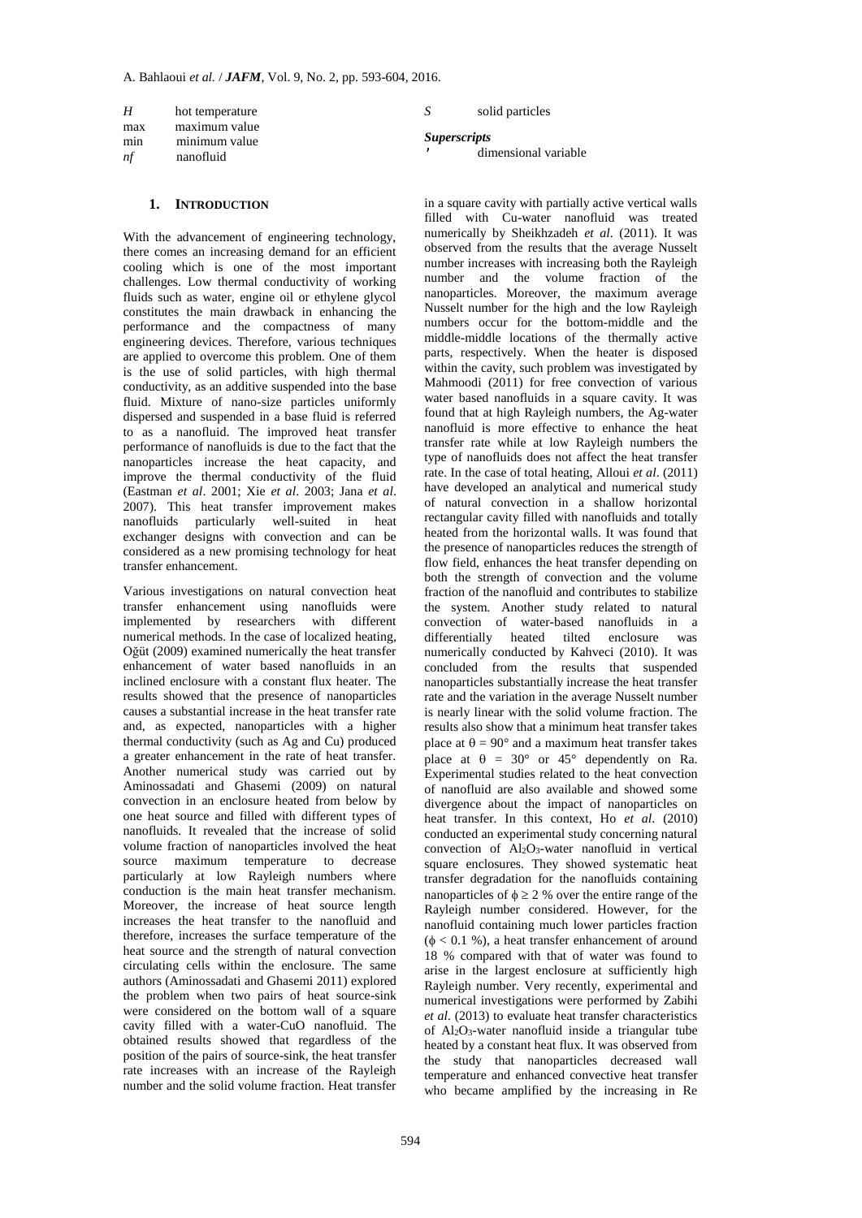| | |
|---|---|
| $H$ | hot temperature |
| max | maximum value |
| min | minimum value |
| $nf$ | nanofluid |
| $S$ | solid particles |

***Superscripts***

| | |
|---|---|
| $'$ | dimensional variable |

## 1. INTRODUCTION

With the advancement of engineering technology, there comes an increasing demand for an efficient cooling which is one of the most important challenges. Low thermal conductivity of working fluids such as water, engine oil or ethylene glycol constitutes the main drawback in enhancing the performance and the compactness of many engineering devices. Therefore, various techniques are applied to overcome this problem. One of them is the use of solid particles, with high thermal conductivity, as an additive suspended into the base fluid. Mixture of nano-size particles uniformly dispersed and suspended in a base fluid is referred to as a nanofluid. The improved heat transfer performance of nanofluids is due to the fact that the nanoparticles increase the heat capacity, and improve the thermal conductivity of the fluid (Eastman *et al*. 2001; Xie *et al*. 2003; Jana *et al*. 2007). This heat transfer improvement makes nanofluids particularly well-suited in heat exchanger designs with convection and can be considered as a new promising technology for heat transfer enhancement.

Various investigations on natural convection heat transfer enhancement using nanofluids were implemented by researchers with different numerical methods. In the case of localized heating, Oğüt (2009) examined numerically the heat transfer enhancement of water based nanofluids in an inclined enclosure with a constant flux heater. The results showed that the presence of nanoparticles causes a substantial increase in the heat transfer rate and, as expected, nanoparticles with a higher thermal conductivity (such as Ag and Cu) produced a greater enhancement in the rate of heat transfer. Another numerical study was carried out by Aminossadati and Ghasemi (2009) on natural convection in an enclosure heated from below by one heat source and filled with different types of nanofluids. It revealed that the increase of solid volume fraction of nanoparticles involved the heat source maximum temperature to decrease particularly at low Rayleigh numbers where conduction is the main heat transfer mechanism. Moreover, the increase of heat source length increases the heat transfer to the nanofluid and therefore, increases the surface temperature of the heat source and the strength of natural convection circulating cells within the enclosure. The same authors (Aminossadati and Ghasemi 2011) explored the problem when two pairs of heat source-sink were considered on the bottom wall of a square cavity filled with a water-CuO nanofluid. The obtained results showed that regardless of the position of the pairs of source-sink, the heat transfer rate increases with an increase of the Rayleigh number and the solid volume fraction. Heat transfer in a square cavity with partially active vertical walls filled with Cu-water nanofluid was treated numerically by Sheikhzadeh *et al*. (2011). It was observed from the results that the average Nusselt number increases with increasing both the Rayleigh number and the volume fraction of the nanoparticles. Moreover, the maximum average Nusselt number for the high and the low Rayleigh numbers occur for the bottom-middle and the middle-middle locations of the thermally active parts, respectively. When the heater is disposed within the cavity, such problem was investigated by Mahmoodi (2011) for free convection of various water based nanofluids in a square cavity. It was found that at high Rayleigh numbers, the Ag-water nanofluid is more effective to enhance the heat transfer rate while at low Rayleigh numbers the type of nanofluids does not affect the heat transfer rate. In the case of total heating, Alloui *et al*. (2011) have developed an analytical and numerical study of natural convection in a shallow horizontal rectangular cavity filled with nanofluids and totally heated from the horizontal walls. It was found that the presence of nanoparticles reduces the strength of flow field, enhances the heat transfer depending on both the strength of convection and the volume fraction of the nanofluid and contributes to stabilize the system. Another study related to natural convection of water-based nanofluids in a differentially heated tilted enclosure was numerically conducted by Kahveci (2010). It was concluded from the results that suspended nanoparticles substantially increase the heat transfer rate and the variation in the average Nusselt number is nearly linear with the solid volume fraction. The results also show that a minimum heat transfer takes place at $\theta = 90°$ and a maximum heat transfer takes place at $\theta = 30°$ or $45°$ dependently on Ra. Experimental studies related to the heat convection of nanofluid are also available and showed some divergence about the impact of nanoparticles on heat transfer. In this context, Ho *et al*. (2010) conducted an experimental study concerning natural convection of $Al_2O_3$-water nanofluid in vertical square enclosures. They showed systematic heat transfer degradation for the nanofluids containing nanoparticles of $\phi \geq 2$ % over the entire range of the Rayleigh number considered. However, for the nanofluid containing much lower particles fraction ($\phi < 0.1$ %), a heat transfer enhancement of around 18 % compared with that of water was found to arise in the largest enclosure at sufficiently high Rayleigh number. Very recently, experimental and numerical investigations were performed by Zabihi *et al*. (2013) to evaluate heat transfer characteristics of $Al_2O_3$-water nanofluid inside a triangular tube heated by a constant heat flux. It was observed from the study that nanoparticles decreased wall temperature and enhanced convective heat transfer who became amplified by the increasing in Re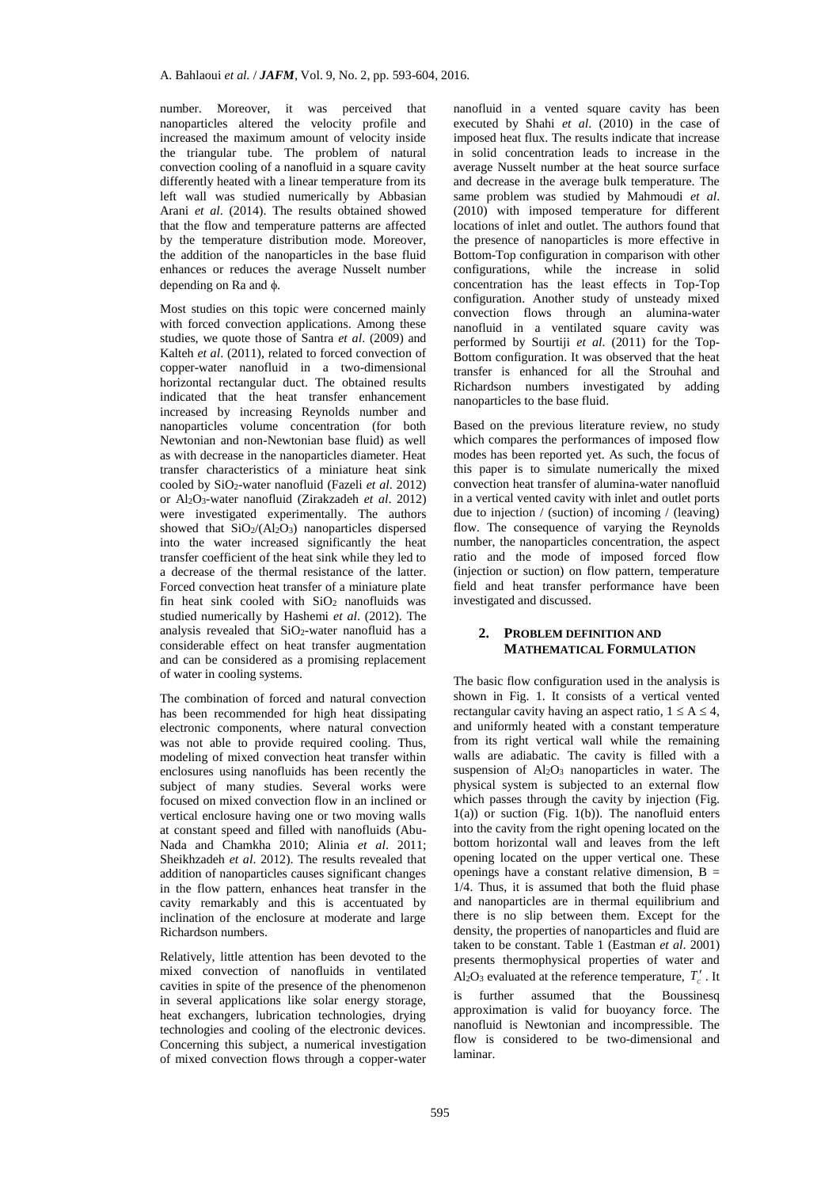number. Moreover, it was perceived that nanoparticles altered the velocity profile and increased the maximum amount of velocity inside the triangular tube. The problem of natural convection cooling of a nanofluid in a square cavity differently heated with a linear temperature from its left wall was studied numerically by Abbasian Arani *et al*. (2014). The results obtained showed that the flow and temperature patterns are affected by the temperature distribution mode. Moreover, the addition of the nanoparticles in the base fluid enhances or reduces the average Nusselt number depending on Ra and $\phi$.

Most studies on this topic were concerned mainly with forced convection applications. Among these studies, we quote those of Santra *et al*. (2009) and Kalteh *et al*. (2011), related to forced convection of copper-water nanofluid in a two-dimensional horizontal rectangular duct. The obtained results indicated that the heat transfer enhancement increased by increasing Reynolds number and nanoparticles volume concentration (for both Newtonian and non-Newtonian base fluid) as well as with decrease in the nanoparticles diameter. Heat transfer characteristics of a miniature heat sink cooled by $SiO_2$-water nanofluid (Fazeli *et al*. 2012) or $Al_2O_3$-water nanofluid (Zirakzadeh *et al*. 2012) were investigated experimentally. The authors showed that $SiO_2$/($Al_2O_3$) nanoparticles dispersed into the water increased significantly the heat transfer coefficient of the heat sink while they led to a decrease of the thermal resistance of the latter. Forced convection heat transfer of a miniature plate fin heat sink cooled with $SiO_2$ nanofluids was studied numerically by Hashemi *et al*. (2012). The analysis revealed that $SiO_2$-water nanofluid has a considerable effect on heat transfer augmentation and can be considered as a promising replacement of water in cooling systems.

The combination of forced and natural convection has been recommended for high heat dissipating electronic components, where natural convection was not able to provide required cooling. Thus, modeling of mixed convection heat transfer within enclosures using nanofluids has been recently the subject of many studies. Several works were focused on mixed convection flow in an inclined or vertical enclosure having one or two moving walls at constant speed and filled with nanofluids (Abu-Nada and Chamkha 2010; Alinia *et al*. 2011; Sheikhzadeh *et al*. 2012). The results revealed that addition of nanoparticles causes significant changes in the flow pattern, enhances heat transfer in the cavity remarkably and this is accentuated by inclination of the enclosure at moderate and large Richardson numbers.

Relatively, little attention has been devoted to the mixed convection of nanofluids in ventilated cavities in spite of the presence of the phenomenon in several applications like solar energy storage, heat exchangers, lubrication technologies, drying technologies and cooling of the electronic devices. Concerning this subject, a numerical investigation of mixed convection flows through a copper-water nanofluid in a vented square cavity has been executed by Shahi *et al*. (2010) in the case of imposed heat flux. The results indicate that increase in solid concentration leads to increase in the average Nusselt number at the heat source surface and decrease in the average bulk temperature. The same problem was studied by Mahmoudi *et al*. (2010) with imposed temperature for different locations of inlet and outlet. The authors found that the presence of nanoparticles is more effective in Bottom-Top configuration in comparison with other configurations, while the increase in solid concentration has the least effects in Top-Top configuration. Another study of unsteady mixed convection flows through an alumina-water nanofluid in a ventilated square cavity was performed by Sourtiji *et al*. (2011) for the Top-Bottom configuration. It was observed that the heat transfer is enhanced for all the Strouhal and Richardson numbers investigated by adding nanoparticles to the base fluid.

Based on the previous literature review, no study which compares the performances of imposed flow modes has been reported yet. As such, the focus of this paper is to simulate numerically the mixed convection heat transfer of alumina-water nanofluid in a vertical vented cavity with inlet and outlet ports due to injection / (suction) of incoming / (leaving) flow. The consequence of varying the Reynolds number, the nanoparticles concentration, the aspect ratio and the mode of imposed forced flow (injection or suction) on flow pattern, temperature field and heat transfer performance have been investigated and discussed.

## 2. Problem Definition and Mathematical Formulation

The basic flow configuration used in the analysis is shown in Fig. 1. It consists of a vertical vented rectangular cavity having an aspect ratio, $1 \leq A \leq 4$, and uniformly heated with a constant temperature from its right vertical wall while the remaining walls are adiabatic. The cavity is filled with a suspension of $Al_2O_3$ nanoparticles in water. The physical system is subjected to an external flow which passes through the cavity by injection (Fig. 1(a)) or suction (Fig. 1(b)). The nanofluid enters into the cavity from the right opening located on the bottom horizontal wall and leaves from the left opening located on the upper vertical one. These openings have a constant relative dimension, $B = 1/4$. Thus, it is assumed that both the fluid phase and nanoparticles are in thermal equilibrium and there is no slip between them. Except for the density, the properties of nanoparticles and fluid are taken to be constant. Table 1 (Eastman *et al*. 2001) presents thermophysical properties of water and $Al_2O_3$ evaluated at the reference temperature, $T_c'$. It is further assumed that the Boussinesq approximation is valid for buoyancy force. The nanofluid is Newtonian and incompressible. The flow is considered to be two-dimensional and laminar.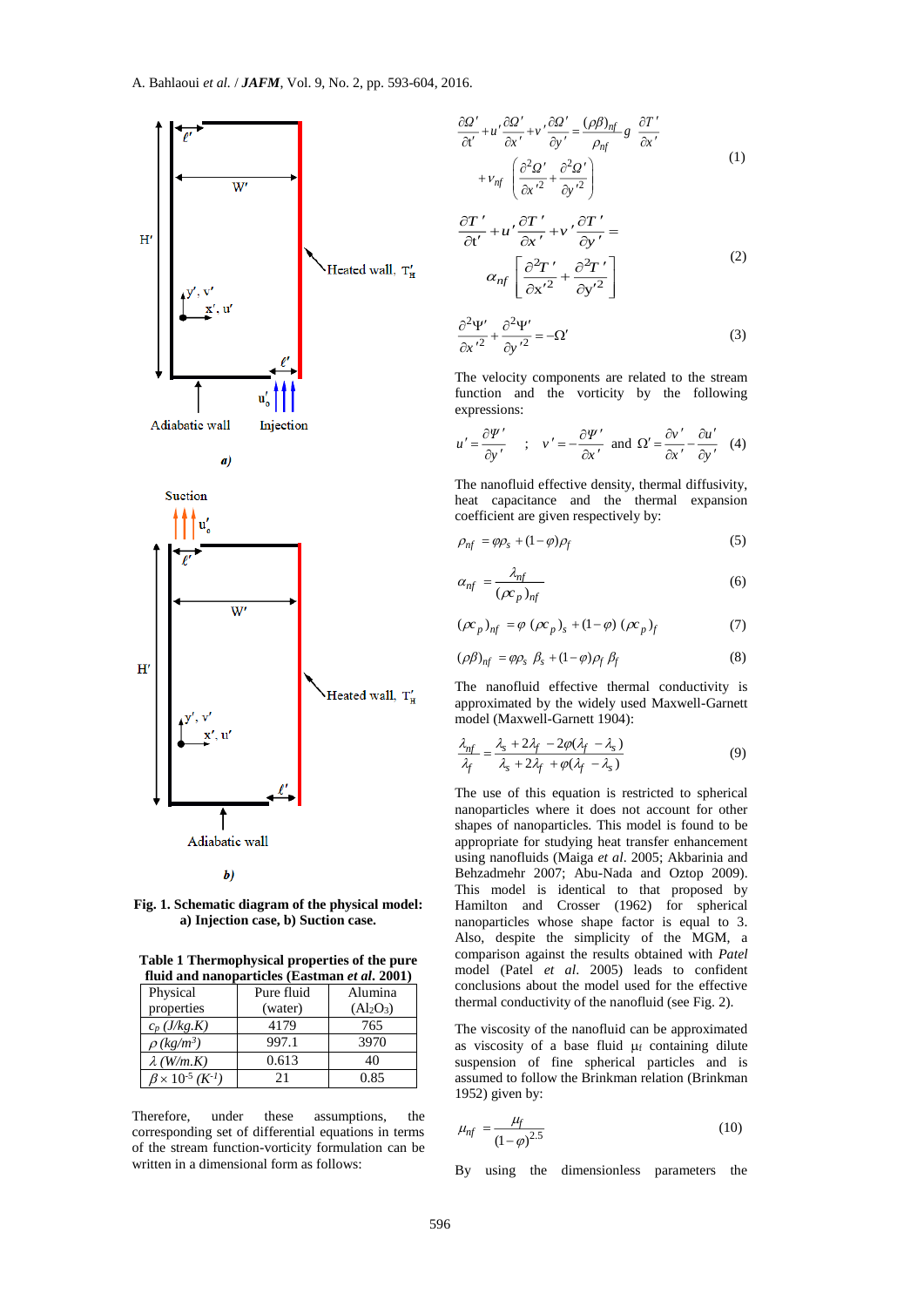**Fig. 1. Schematic diagram of the physical model: a) Injection case, b) Suction case.**

**Table 1 Thermophysical properties of the pure fluid and nanoparticles (Eastman *et al.* 2001)**

| Physical properties | Pure fluid (water) | Alumina ($Al_2O_3$) |
|---|---|---|
| $c_p$ (J/kg.K) | 4179 | 765 |
| $\rho$ (kg/m$^3$) | 997.1 | 3970 |
| $\lambda$ (W/m.K) | 0.613 | 40 |
| $\beta \times 10^{-5}$ (K$^{-1}$) | 21 | 0.85 |

Therefore, under these assumptions, the corresponding set of differential equations in terms of the stream function-vorticity formulation can be written in a dimensional form as follows:

$$\frac{\partial \Omega'}{\partial t'} + u'\frac{\partial \Omega'}{\partial x'} + v'\frac{\partial \Omega'}{\partial y'} = \frac{(\rho\beta)_{nf}}{\rho_{nf}} g \frac{\partial T'}{\partial x'} + \nu_{nf}\left(\frac{\partial^2 \Omega'}{\partial x'^2} + \frac{\partial^2 \Omega'}{\partial y'^2}\right) \tag{1}$$

$$\frac{\partial T'}{\partial t'} + u'\frac{\partial T'}{\partial x'} + v'\frac{\partial T'}{\partial y'} = \alpha_{nf}\left[\frac{\partial^2 T'}{\partial x'^2} + \frac{\partial^2 T'}{\partial y'^2}\right] \tag{2}$$

$$\frac{\partial^2 \Psi'}{\partial x'^2} + \frac{\partial^2 \Psi'}{\partial y'^2} = -\Omega' \tag{3}$$

The velocity components are related to the stream function and the vorticity by the following expressions:

$$u' = \frac{\partial \Psi'}{\partial y'} \quad ; \quad v' = -\frac{\partial \Psi'}{\partial x'} \quad \text{and} \quad \Omega' = \frac{\partial v'}{\partial x'} - \frac{\partial u'}{\partial y'} \tag{4}$$

The nanofluid effective density, thermal diffusivity, heat capacitance and the thermal expansion coefficient are given respectively by:

$$\rho_{nf} = \varphi\rho_s + (1-\varphi)\rho_f \tag{5}$$

$$\alpha_{nf} = \frac{\lambda_{nf}}{(\rho c_p)_{nf}} \tag{6}$$

$$(\rho c_p)_{nf} = \varphi\,(\rho c_p)_s + (1-\varphi)\,(\rho c_p)_f \tag{7}$$

$$(\rho\beta)_{nf} = \varphi\rho_s\,\beta_s + (1-\varphi)\rho_f\,\beta_f \tag{8}$$

The nanofluid effective thermal conductivity is approximated by the widely used Maxwell-Garnett model (Maxwell-Garnett 1904):

$$\frac{\lambda_{nf}}{\lambda_f} = \frac{\lambda_s + 2\lambda_f - 2\varphi(\lambda_f - \lambda_s)}{\lambda_s + 2\lambda_f + \varphi(\lambda_f - \lambda_s)} \tag{9}$$

The use of this equation is restricted to spherical nanoparticles where it does not account for other shapes of nanoparticles. This model is found to be appropriate for studying heat transfer enhancement using nanofluids (Maiga *et al.* 2005; Akbarinia and Behzadmehr 2007; Abu-Nada and Oztop 2009). This model is identical to that proposed by Hamilton and Crosser (1962) for spherical nanoparticles whose shape factor is equal to 3. Also, despite the simplicity of the MGM, a comparison against the results obtained with *Patel* model (Patel *et al.* 2005) leads to confident conclusions about the model used for the effective thermal conductivity of the nanofluid (see Fig. 2).

The viscosity of the nanofluid can be approximated as viscosity of a base fluid $\mu_f$ containing dilute suspension of fine spherical particles and is assumed to follow the Brinkman relation (Brinkman 1952) given by:

$$\mu_{nf} = \frac{\mu_f}{(1-\varphi)^{2.5}} \tag{10}$$

By using the dimensionless parameters the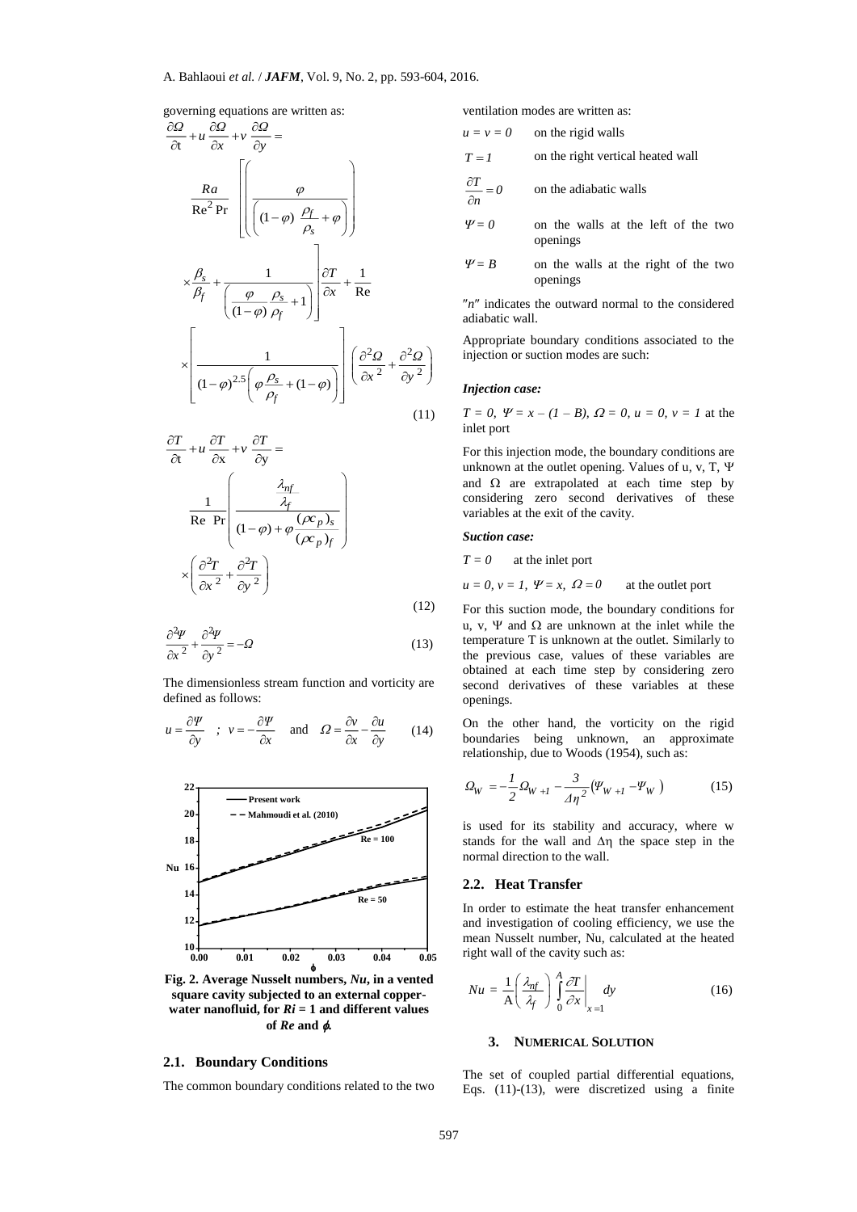governing equations are written as:

$$\frac{\partial \Omega}{\partial t}+u\frac{\partial \Omega}{\partial x}+v\frac{\partial \Omega}{\partial y}=\frac{Ra}{Re^2 Pr}\left[\left(\frac{\varphi}{\left((1-\varphi)\frac{\rho_f}{\rho_s}+\varphi\right)}\right)\times\frac{\beta_s}{\beta_f}+\frac{1}{\left(\frac{\varphi}{(1-\varphi)}\frac{\rho_s}{\rho_f}+1\right)}\right]\frac{\partial T}{\partial x}+\frac{1}{Re}\times\left[\frac{1}{(1-\varphi)^{2.5}\left(\varphi\frac{\rho_s}{\rho_f}+(1-\varphi)\right)}\right]\left(\frac{\partial^2 \Omega}{\partial x^2}+\frac{\partial^2 \Omega}{\partial y^2}\right) \tag{11}$$

$$\frac{\partial T}{\partial t}+u\frac{\partial T}{\partial x}+v\frac{\partial T}{\partial y}=\frac{1}{Re\ Pr}\left(\frac{\frac{\lambda_{nf}}{\lambda_f}}{(1-\varphi)+\varphi\frac{(\rho c_p)_s}{(\rho c_p)_f}}\right)\times\left(\frac{\partial^2 T}{\partial x^2}+\frac{\partial^2 T}{\partial y^2}\right) \tag{12}$$

$$\frac{\partial^2 \Psi}{\partial x^2}+\frac{\partial^2 \Psi}{\partial y^2}=-\Omega \tag{13}$$

The dimensionless stream function and vorticity are defined as follows:

$$u=\frac{\partial \Psi}{\partial y}\quad ;\quad v=-\frac{\partial \Psi}{\partial x}\quad \text{and}\quad \Omega=\frac{\partial v}{\partial x}-\frac{\partial u}{\partial y} \tag{14}$$

**Fig. 2. Average Nusselt numbers, *Nu*, in a vented square cavity subjected to an external copper-water nanofluid, for *Ri* = 1 and different values of *Re* and $\phi$.**

## 2.1. Boundary Conditions

The common boundary conditions related to the two ventilation modes are written as:

- $u = v = 0$ on the rigid walls
- $T = 1$ on the right vertical heated wall
- $\frac{\partial T}{\partial n}=0$ on the adiabatic walls
- $\Psi = 0$ on the walls at the left of the two openings
- $\Psi = B$ on the walls at the right of the two openings

"$n$" indicates the outward normal to the considered adiabatic wall.

Appropriate boundary conditions associated to the injection or suction modes are such:

***Injection case:***

$T = 0$, $\Psi = x - (1 - B)$, $\Omega = 0$, $u = 0$, $v = 1$ at the inlet port

For this injection mode, the boundary conditions are unknown at the outlet opening. Values of u, v, T, $\Psi$ and $\Omega$ are extrapolated at each time step by considering zero second derivatives of these variables at the exit of the cavity.

***Suction case:***

$T = 0$ at the inlet port

$u = 0$, $v = 1$, $\Psi = x$, $\Omega = 0$ at the outlet port

For this suction mode, the boundary conditions for u, v, $\Psi$ and $\Omega$ are unknown at the inlet while the temperature T is unknown at the outlet. Similarly to the previous case, values of these variables are obtained at each time step by considering zero second derivatives of these variables at these openings.

On the other hand, the vorticity on the rigid boundaries being unknown, an approximate relationship, due to Woods (1954), such as:

$$\Omega_W=-\frac{1}{2}\Omega_{W+1}-\frac{3}{\Delta\eta^2}\left(\Psi_{W+1}-\Psi_W\right) \tag{15}$$

is used for its stability and accuracy, where w stands for the wall and $\Delta\eta$ the space step in the normal direction to the wall.

## 2.2. Heat Transfer

In order to estimate the heat transfer enhancement and investigation of cooling efficiency, we use the mean Nusselt number, Nu, calculated at the heated right wall of the cavity such as:

$$Nu=\frac{1}{A}\left(\frac{\lambda_{nf}}{\lambda_f}\right)\int_0^A\left.\frac{\partial T}{\partial x}\right|_{x=1}dy \tag{16}$$

## 3. Numerical Solution

The set of coupled partial differential equations, Eqs. (11)-(13), were discretized using a finite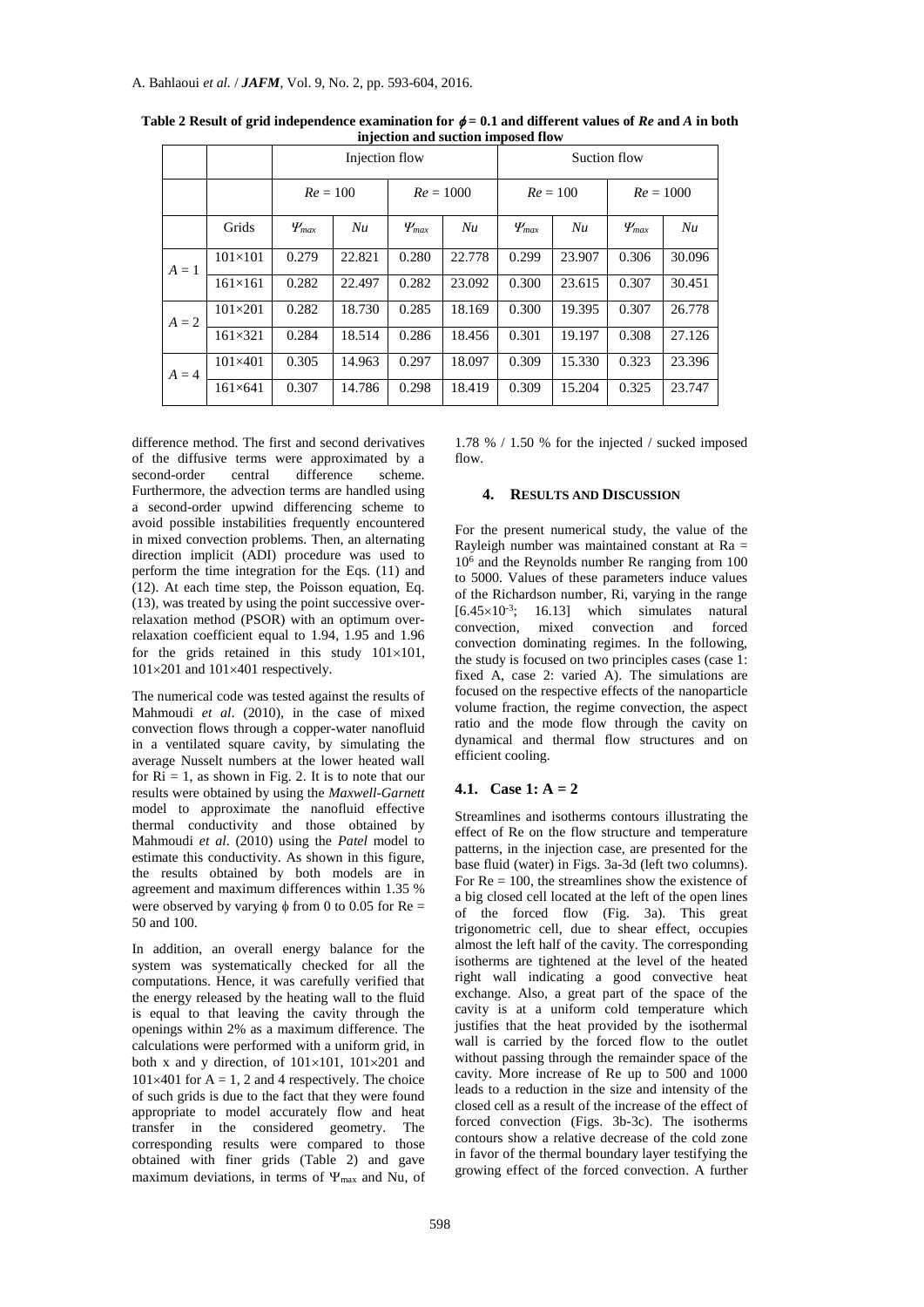**Table 2 Result of grid independence examination for $\phi = 0.1$ and different values of *Re* and *A* in both injection and suction imposed flow**

| | | Injection flow | | | | Suction flow | | | |
|---|---|---|---|---|---|---|---|---|---|
| | | $Re = 100$ | | $Re = 1000$ | | $Re = 100$ | | $Re = 1000$ | |
| | Grids | $\Psi_{max}$ | *Nu* | $\Psi_{max}$ | *Nu* | $\Psi_{max}$ | *Nu* | $\Psi_{max}$ | *Nu* |
| $A = 1$ | 101×101 | 0.279 | 22.821 | 0.280 | 22.778 | 0.299 | 23.907 | 0.306 | 30.096 |
| | 161×161 | 0.282 | 22.497 | 0.282 | 23.092 | 0.300 | 23.615 | 0.307 | 30.451 |
| $A = 2$ | 101×201 | 0.282 | 18.730 | 0.285 | 18.169 | 0.300 | 19.395 | 0.307 | 26.778 |
| | 161×321 | 0.284 | 18.514 | 0.286 | 18.456 | 0.301 | 19.197 | 0.308 | 27.126 |
| $A = 4$ | 101×401 | 0.305 | 14.963 | 0.297 | 18.097 | 0.309 | 15.330 | 0.323 | 23.396 |
| | 161×641 | 0.307 | 14.786 | 0.298 | 18.419 | 0.309 | 15.204 | 0.325 | 23.747 |

difference method. The first and second derivatives of the diffusive terms were approximated by a second-order central difference scheme. Furthermore, the advection terms are handled using a second-order upwind differencing scheme to avoid possible instabilities frequently encountered in mixed convection problems. Then, an alternating direction implicit (ADI) procedure was used to perform the time integration for the Eqs. (11) and (12). At each time step, the Poisson equation, Eq. (13), was treated by using the point successive over-relaxation method (PSOR) with an optimum over-relaxation coefficient equal to 1.94, 1.95 and 1.96 for the grids retained in this study 101×101, 101×201 and 101×401 respectively.

The numerical code was tested against the results of Mahmoudi *et al*. (2010), in the case of mixed convection flows through a copper-water nanofluid in a ventilated square cavity, by simulating the average Nusselt numbers at the lower heated wall for $Ri = 1$, as shown in Fig. 2. It is to note that our results were obtained by using the *Maxwell-Garnett* model to approximate the nanofluid effective thermal conductivity and those obtained by Mahmoudi *et al*. (2010) using the *Patel* model to estimate this conductivity. As shown in this figure, the results obtained by both models are in agreement and maximum differences within 1.35 % were observed by varying $\phi$ from 0 to 0.05 for $Re = 50$ and 100.

In addition, an overall energy balance for the system was systematically checked for all the computations. Hence, it was carefully verified that the energy released by the heating wall to the fluid is equal to that leaving the cavity through the openings within 2% as a maximum difference. The calculations were performed with a uniform grid, in both x and y direction, of 101×101, 101×201 and 101×401 for $A = 1$, 2 and 4 respectively. The choice of such grids is due to the fact that they were found appropriate to model accurately flow and heat transfer in the considered geometry. The corresponding results were compared to those obtained with finer grids (Table 2) and gave maximum deviations, in terms of $\Psi_{max}$ and Nu, of 1.78 % / 1.50 % for the injected / sucked imposed flow.

## 4. Results and Discussion

For the present numerical study, the value of the Rayleigh number was maintained constant at $Ra = 10^6$ and the Reynolds number Re ranging from 100 to 5000. Values of these parameters induce values of the Richardson number, Ri, varying in the range [$6.45\times10^{-3}$; 16.13] which simulates natural convection, mixed convection and forced convection dominating regimes. In the following, the study is focused on two principles cases (case 1: fixed A, case 2: varied A). The simulations are focused on the respective effects of the nanoparticle volume fraction, the regime convection, the aspect ratio and the mode flow through the cavity on dynamical and thermal flow structures and on efficient cooling.

### 4.1. Case 1: A = 2

Streamlines and isotherms contours illustrating the effect of Re on the flow structure and temperature patterns, in the injection case, are presented for the base fluid (water) in Figs. 3a-3d (left two columns). For $Re = 100$, the streamlines show the existence of a big closed cell located at the left of the open lines of the forced flow (Fig. 3a). This great trigonometric cell, due to shear effect, occupies almost the left half of the cavity. The corresponding isotherms are tightened at the level of the heated right wall indicating a good convective heat exchange. Also, a great part of the space of the cavity is at a uniform cold temperature which justifies that the heat provided by the isothermal wall is carried by the forced flow to the outlet without passing through the remainder space of the cavity. More increase of Re up to 500 and 1000 leads to a reduction in the size and intensity of the closed cell as a result of the increase of the effect of forced convection (Figs. 3b-3c). The isotherms contours show a relative decrease of the cold zone in favor of the thermal boundary layer testifying the growing effect of the forced convection. A further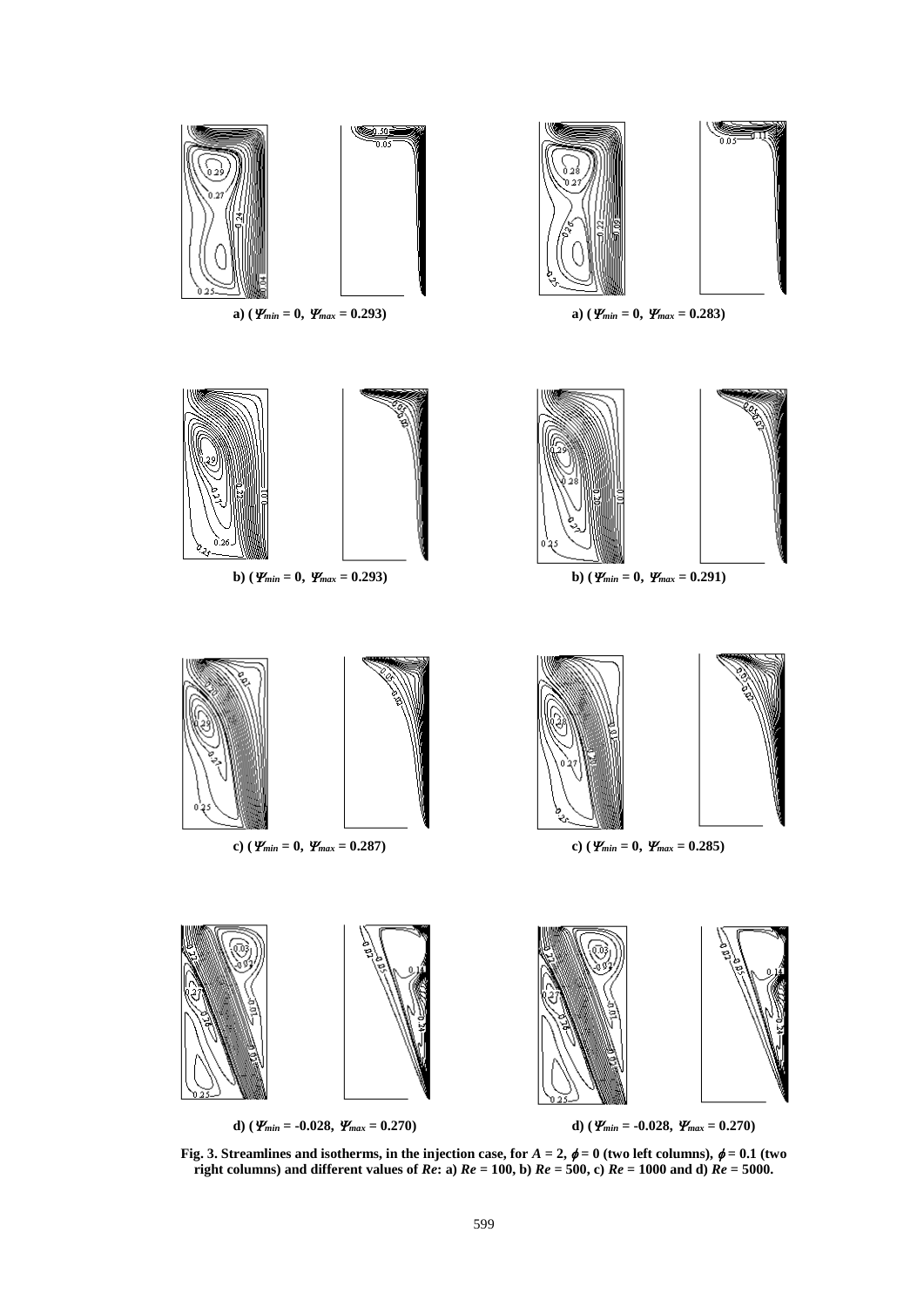a) ($\Psi_{min}$ = 0, $\Psi_{max}$ = 0.293)

a) ($\Psi_{min}$ = 0, $\Psi_{max}$ = 0.283)

b) ($\Psi_{min}$ = 0, $\Psi_{max}$ = 0.293)

b) ($\Psi_{min}$ = 0, $\Psi_{max}$ = 0.291)

c) ($\Psi_{min}$ = 0, $\Psi_{max}$ = 0.287)

c) ($\Psi_{min}$ = 0, $\Psi_{max}$ = 0.285)

d) ($\Psi_{min}$ = -0.028, $\Psi_{max}$ = 0.270)

d) ($\Psi_{min}$ = -0.028, $\Psi_{max}$ = 0.270)

**Fig. 3. Streamlines and isotherms, in the injection case, for $A$ = 2, $\phi$ = 0 (two left columns), $\phi$ = 0.1 (two right columns) and different values of $Re$: a) $Re$ = 100, b) $Re$ = 500, c) $Re$ = 1000 and d) $Re$ = 5000.**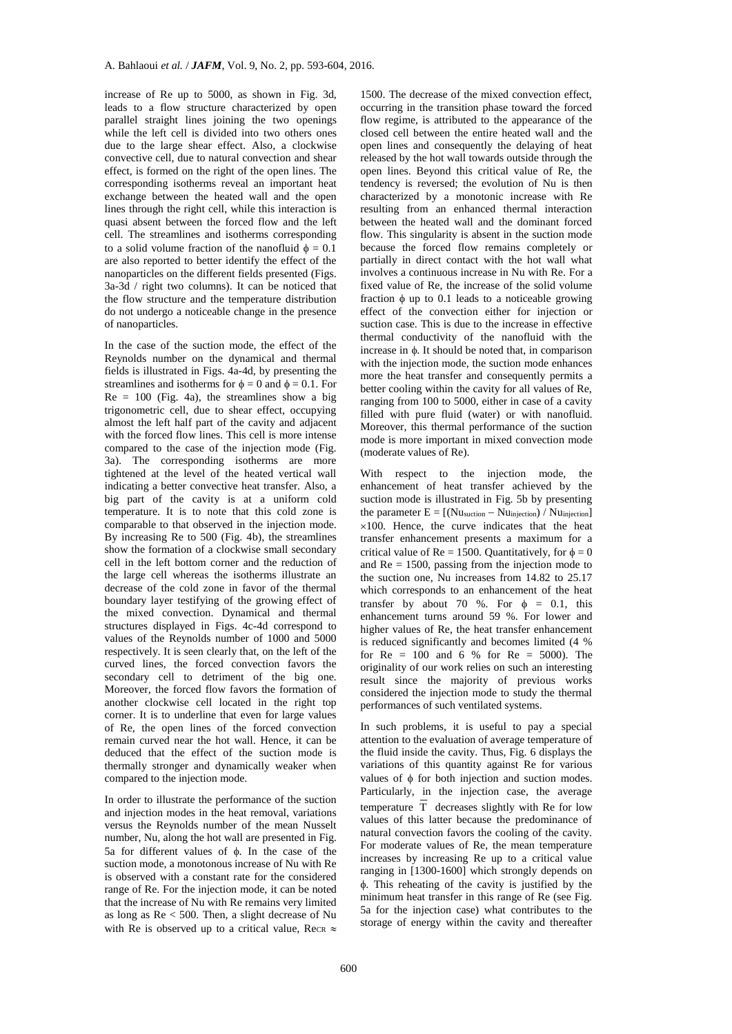increase of Re up to 5000, as shown in Fig. 3d, leads to a flow structure characterized by open parallel straight lines joining the two openings while the left cell is divided into two others ones due to the large shear effect. Also, a clockwise convective cell, due to natural convection and shear effect, is formed on the right of the open lines. The corresponding isotherms reveal an important heat exchange between the heated wall and the open lines through the right cell, while this interaction is quasi absent between the forced flow and the left cell. The streamlines and isotherms corresponding to a solid volume fraction of the nanofluid $\phi = 0.1$ are also reported to better identify the effect of the nanoparticles on the different fields presented (Figs. 3a-3d / right two columns). It can be noticed that the flow structure and the temperature distribution do not undergo a noticeable change in the presence of nanoparticles.

In the case of the suction mode, the effect of the Reynolds number on the dynamical and thermal fields is illustrated in Figs. 4a-4d, by presenting the streamlines and isotherms for $\phi = 0$ and $\phi = 0.1$. For Re = 100 (Fig. 4a), the streamlines show a big trigonometric cell, due to shear effect, occupying almost the left half part of the cavity and adjacent with the forced flow lines. This cell is more intense compared to the case of the injection mode (Fig. 3a). The corresponding isotherms are more tightened at the level of the heated vertical wall indicating a better convective heat transfer. Also, a big part of the cavity is at a uniform cold temperature. It is to note that this cold zone is comparable to that observed in the injection mode. By increasing Re to 500 (Fig. 4b), the streamlines show the formation of a clockwise small secondary cell in the left bottom corner and the reduction of the large cell whereas the isotherms illustrate an decrease of the cold zone in favor of the thermal boundary layer testifying of the growing effect of the mixed convection. Dynamical and thermal structures displayed in Figs. 4c-4d correspond to values of the Reynolds number of 1000 and 5000 respectively. It is seen clearly that, on the left of the curved lines, the forced convection favors the secondary cell to detriment of the big one. Moreover, the forced flow favors the formation of another clockwise cell located in the right top corner. It is to underline that even for large values of Re, the open lines of the forced convection remain curved near the hot wall. Hence, it can be deduced that the effect of the suction mode is thermally stronger and dynamically weaker when compared to the injection mode.

In order to illustrate the performance of the suction and injection modes in the heat removal, variations versus the Reynolds number of the mean Nusselt number, Nu, along the hot wall are presented in Fig. 5a for different values of $\phi$. In the case of the suction mode, a monotonous increase of Nu with Re is observed with a constant rate for the considered range of Re. For the injection mode, it can be noted that the increase of Nu with Re remains very limited as long as Re < 500. Then, a slight decrease of Nu with Re is observed up to a critical value, $Re_{CR} \approx$ 1500. The decrease of the mixed convection effect, occurring in the transition phase toward the forced flow regime, is attributed to the appearance of the closed cell between the entire heated wall and the open lines and consequently the delaying of heat released by the hot wall towards outside through the open lines. Beyond this critical value of Re, the tendency is reversed; the evolution of Nu is then characterized by a monotonic increase with Re resulting from an enhanced thermal interaction between the heated wall and the dominant forced flow. This singularity is absent in the suction mode because the forced flow remains completely or partially in direct contact with the hot wall what involves a continuous increase in Nu with Re. For a fixed value of Re, the increase of the solid volume fraction $\phi$ up to 0.1 leads to a noticeable growing effect of the convection either for injection or suction case. This is due to the increase in effective thermal conductivity of the nanofluid with the increase in $\phi$. It should be noted that, in comparison with the injection mode, the suction mode enhances more the heat transfer and consequently permits a better cooling within the cavity for all values of Re, ranging from 100 to 5000, either in case of a cavity filled with pure fluid (water) or with nanofluid. Moreover, this thermal performance of the suction mode is more important in mixed convection mode (moderate values of Re).

With respect to the injection mode, the enhancement of heat transfer achieved by the suction mode is illustrated in Fig. 5b by presenting the parameter $E = [(Nu_{suction} - Nu_{injection}) / Nu_{injection}] \times 100$. Hence, the curve indicates that the heat transfer enhancement presents a maximum for a critical value of Re = 1500. Quantitatively, for $\phi = 0$ and Re = 1500, passing from the injection mode to the suction one, Nu increases from 14.82 to 25.17 which corresponds to an enhancement of the heat transfer by about 70 %. For $\phi = 0.1$, this enhancement turns around 59 %. For lower and higher values of Re, the heat transfer enhancement is reduced significantly and becomes limited (4 % for Re = 100 and 6 % for Re = 5000). The originality of our work relies on such an interesting result since the majority of previous works considered the injection mode to study the thermal performances of such ventilated systems.

In such problems, it is useful to pay a special attention to the evaluation of average temperature of the fluid inside the cavity. Thus, Fig. 6 displays the variations of this quantity against Re for various values of $\phi$ for both injection and suction modes. Particularly, in the injection case, the average temperature $\overline{T}$ decreases slightly with Re for low values of this latter because the predominance of natural convection favors the cooling of the cavity. For moderate values of Re, the mean temperature increases by increasing Re up to a critical value ranging in [1300-1600] which strongly depends on $\phi$. This reheating of the cavity is justified by the minimum heat transfer in this range of Re (see Fig. 5a for the injection case) what contributes to the storage of energy within the cavity and thereafter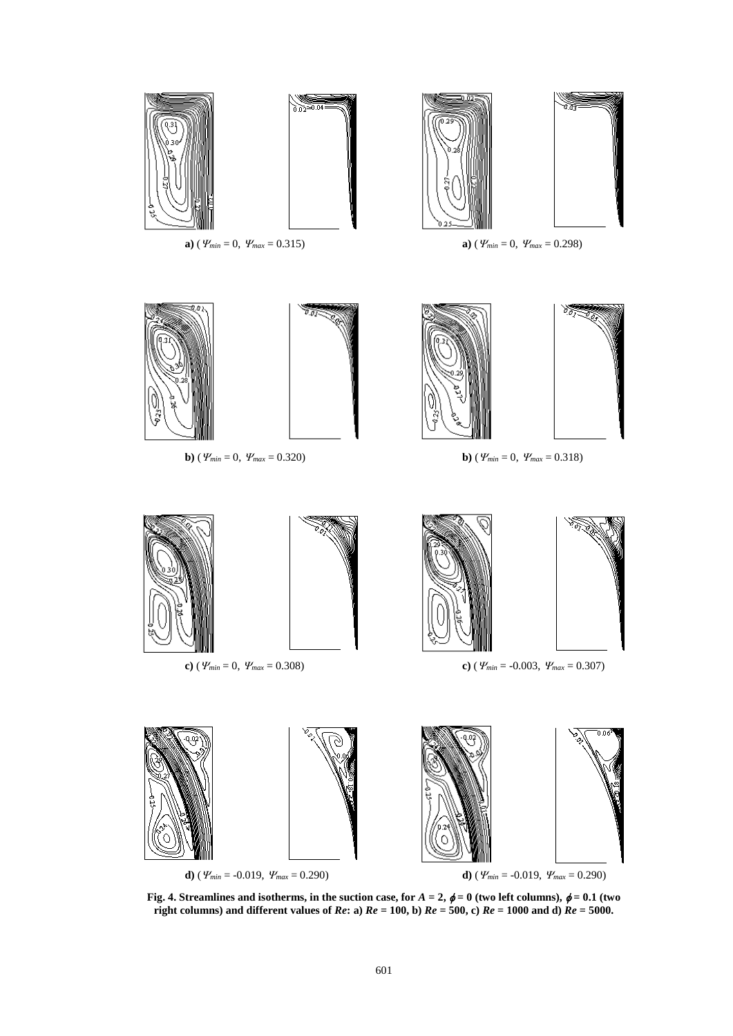**a)** ($\Psi_{min} = 0,\ \Psi_{max} = 0.315$)

**a)** ($\Psi_{min} = 0,\ \Psi_{max} = 0.298$)

**b)** ($\Psi_{min} = 0,\ \Psi_{max} = 0.320$)

**b)** ($\Psi_{min} = 0,\ \Psi_{max} = 0.318$)

**c)** ($\Psi_{min} = 0,\ \Psi_{max} = 0.308$)

**c)** ($\Psi_{min} = -0.003,\ \Psi_{max} = 0.307$)

**d)** ($\Psi_{min} = -0.019,\ \Psi_{max} = 0.290$)

**d)** ($\Psi_{min} = -0.019,\ \Psi_{max} = 0.290$)

**Fig. 4. Streamlines and isotherms, in the suction case, for $A = 2$, $\phi = 0$ (two left columns), $\phi = 0.1$ (two right columns) and different values of $Re$: a) $Re = 100$, b) $Re = 500$, c) $Re = 1000$ and d) $Re = 5000$.**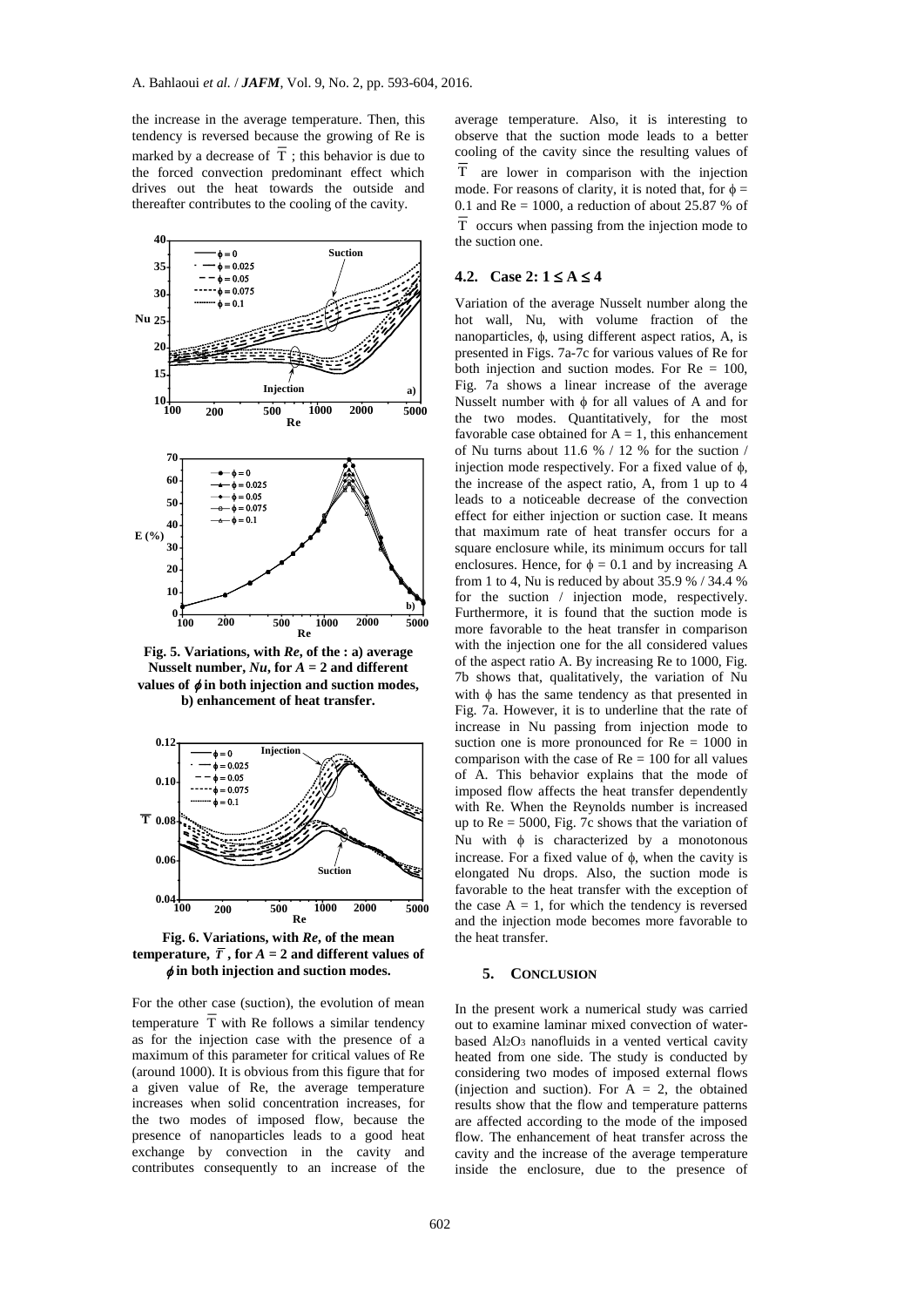the increase in the average temperature. Then, this tendency is reversed because the growing of Re is marked by a decrease of $\overline{T}$ ; this behavior is due to the forced convection predominant effect which drives out the heat towards the outside and thereafter contributes to the cooling of the cavity.

**Fig. 5. Variations, with *Re*, of the : a) average Nusselt number, *Nu*, for *A* = 2 and different values of $\phi$ in both injection and suction modes, b) enhancement of heat transfer.**

**Fig. 6. Variations, with *Re*, of the mean temperature, $\overline{T}$ , for *A* = 2 and different values of $\phi$ in both injection and suction modes.**

For the other case (suction), the evolution of mean temperature $\overline{T}$ with Re follows a similar tendency as for the injection case with the presence of a maximum of this parameter for critical values of Re (around 1000). It is obvious from this figure that for a given value of Re, the average temperature increases when solid concentration increases, for the two modes of imposed flow, because the presence of nanoparticles leads to a good heat exchange by convection in the cavity and contributes consequently to an increase of the average temperature. Also, it is interesting to observe that the suction mode leads to a better cooling of the cavity since the resulting values of $\overline{T}$ are lower in comparison with the injection mode. For reasons of clarity, it is noted that, for $\phi$ = 0.1 and Re = 1000, a reduction of about 25.87 % of $\overline{T}$ occurs when passing from the injection mode to the suction one.

### 4.2. Case 2: $1 \leq A \leq 4$

Variation of the average Nusselt number along the hot wall, Nu, with volume fraction of the nanoparticles, $\phi$, using different aspect ratios, A, is presented in Figs. 7a-7c for various values of Re for both injection and suction modes. For Re = 100, Fig. 7a shows a linear increase of the average Nusselt number with $\phi$ for all values of A and for the two modes. Quantitatively, for the most favorable case obtained for A = 1, this enhancement of Nu turns about 11.6 % / 12 % for the suction / injection mode respectively. For a fixed value of $\phi$, the increase of the aspect ratio, A, from 1 up to 4 leads to a noticeable decrease of the convection effect for either injection or suction case. It means that maximum rate of heat transfer occurs for a square enclosure while, its minimum occurs for tall enclosures. Hence, for $\phi$ = 0.1 and by increasing A from 1 to 4, Nu is reduced by about 35.9 % / 34.4 % for the suction / injection mode, respectively. Furthermore, it is found that the suction mode is more favorable to the heat transfer in comparison with the injection one for the all considered values of the aspect ratio A. By increasing Re to 1000, Fig. 7b shows that, qualitatively, the variation of Nu with $\phi$ has the same tendency as that presented in Fig. 7a. However, it is to underline that the rate of increase in Nu passing from injection mode to suction one is more pronounced for Re = 1000 in comparison with the case of Re = 100 for all values of A. This behavior explains that the mode of imposed flow affects the heat transfer dependently with Re. When the Reynolds number is increased up to Re = 5000, Fig. 7c shows that the variation of Nu with $\phi$ is characterized by a monotonous increase. For a fixed value of $\phi$, when the cavity is elongated Nu drops. Also, the suction mode is favorable to the heat transfer with the exception of the case A = 1, for which the tendency is reversed and the injection mode becomes more favorable to the heat transfer.

## 5. CONCLUSION

In the present work a numerical study was carried out to examine laminar mixed convection of water-based $Al_2O_3$ nanofluids in a vented vertical cavity heated from one side. The study is conducted by considering two modes of imposed external flows (injection and suction). For A = 2, the obtained results show that the flow and temperature patterns are affected according to the mode of the imposed flow. The enhancement of heat transfer across the cavity and the increase of the average temperature inside the enclosure, due to the presence of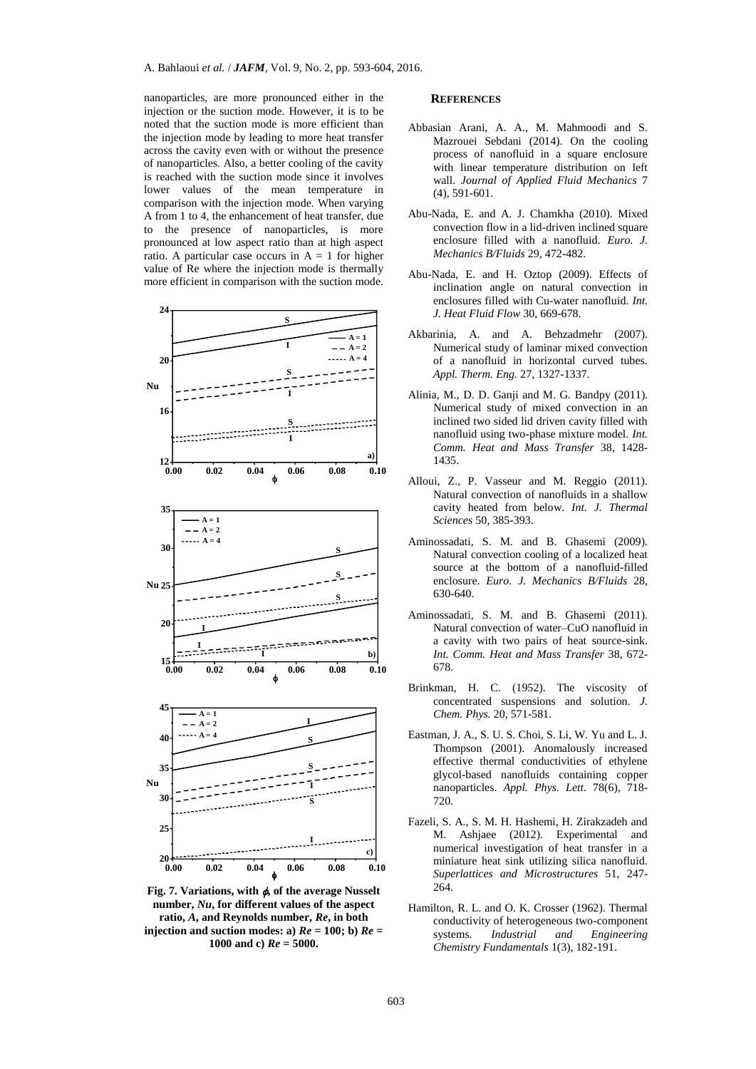nanoparticles, are more pronounced either in the injection or the suction mode. However, it is to be noted that the suction mode is more efficient than the injection mode by leading to more heat transfer across the cavity even with or without the presence of nanoparticles. Also, a better cooling of the cavity is reached with the suction mode since it involves lower values of the mean temperature in comparison with the injection mode. When varying A from 1 to 4, the enhancement of heat transfer, due to the presence of nanoparticles, is more pronounced at low aspect ratio than at high aspect ratio. A particular case occurs in A = 1 for higher value of Re where the injection mode is thermally more efficient in comparison with the suction mode.

**Fig. 7. Variations, with $\phi$, of the average Nusselt number, $Nu$, for different values of the aspect ratio, $A$, and Reynolds number, $Re$, in both injection and suction modes: a) $Re = 100$; b) $Re = 1000$ and c) $Re = 5000$.**

## REFERENCES

Abbasian Arani, A. A., M. Mahmoodi and S. Mazrouei Sebdani (2014). On the cooling process of nanofluid in a square enclosure with linear temperature distribution on left wall. *Journal of Applied Fluid Mechanics* 7 (4), 591-601.

Abu-Nada, E. and A. J. Chamkha (2010). Mixed convection flow in a lid-driven inclined square enclosure filled with a nanofluid. *Euro. J. Mechanics B/Fluids* 29, 472-482.

Abu-Nada, E. and H. Oztop (2009). Effects of inclination angle on natural convection in enclosures filled with Cu-water nanofluid. *Int. J. Heat Fluid Flow* 30, 669-678.

Akbarinia, A. and A. Behzadmehr (2007). Numerical study of laminar mixed convection of a nanofluid in horizontal curved tubes. *Appl. Therm. Eng.* 27, 1327-1337.

Alinia, M., D. D. Ganji and M. G. Bandpy (2011). Numerical study of mixed convection in an inclined two sided lid driven cavity filled with nanofluid using two-phase mixture model. *Int. Comm. Heat and Mass Transfer* 38, 1428-1435.

Alloui, Z., P. Vasseur and M. Reggio (2011). Natural convection of nanofluids in a shallow cavity heated from below. *Int. J. Thermal Sciences* 50, 385-393.

Aminossadati, S. M. and B. Ghasemi (2009). Natural convection cooling of a localized heat source at the bottom of a nanofluid-filled enclosure. *Euro. J. Mechanics B/Fluids* 28, 630-640.

Aminossadati, S. M. and B. Ghasemi (2011). Natural convection of water–CuO nanofluid in a cavity with two pairs of heat source-sink. *Int. Comm. Heat and Mass Transfer* 38, 672-678.

Brinkman, H. C. (1952). The viscosity of concentrated suspensions and solution. *J. Chem. Phys.* 20, 571-581.

Eastman, J. A., S. U. S. Choi, S. Li, W. Yu and L. J. Thompson (2001). Anomalously increased effective thermal conductivities of ethylene glycol-based nanofluids containing copper nanoparticles. *Appl. Phys. Lett*. 78(6), 718-720.

Fazeli, S. A., S. M. H. Hashemi, H. Zirakzadeh and M. Ashjaee (2012). Experimental and numerical investigation of heat transfer in a miniature heat sink utilizing silica nanofluid. *Superlattices and Microstructures* 51, 247-264.

Hamilton, R. L. and O. K. Crosser (1962). Thermal conductivity of heterogeneous two-component systems. *Industrial and Engineering Chemistry Fundamentals* 1(3), 182-191.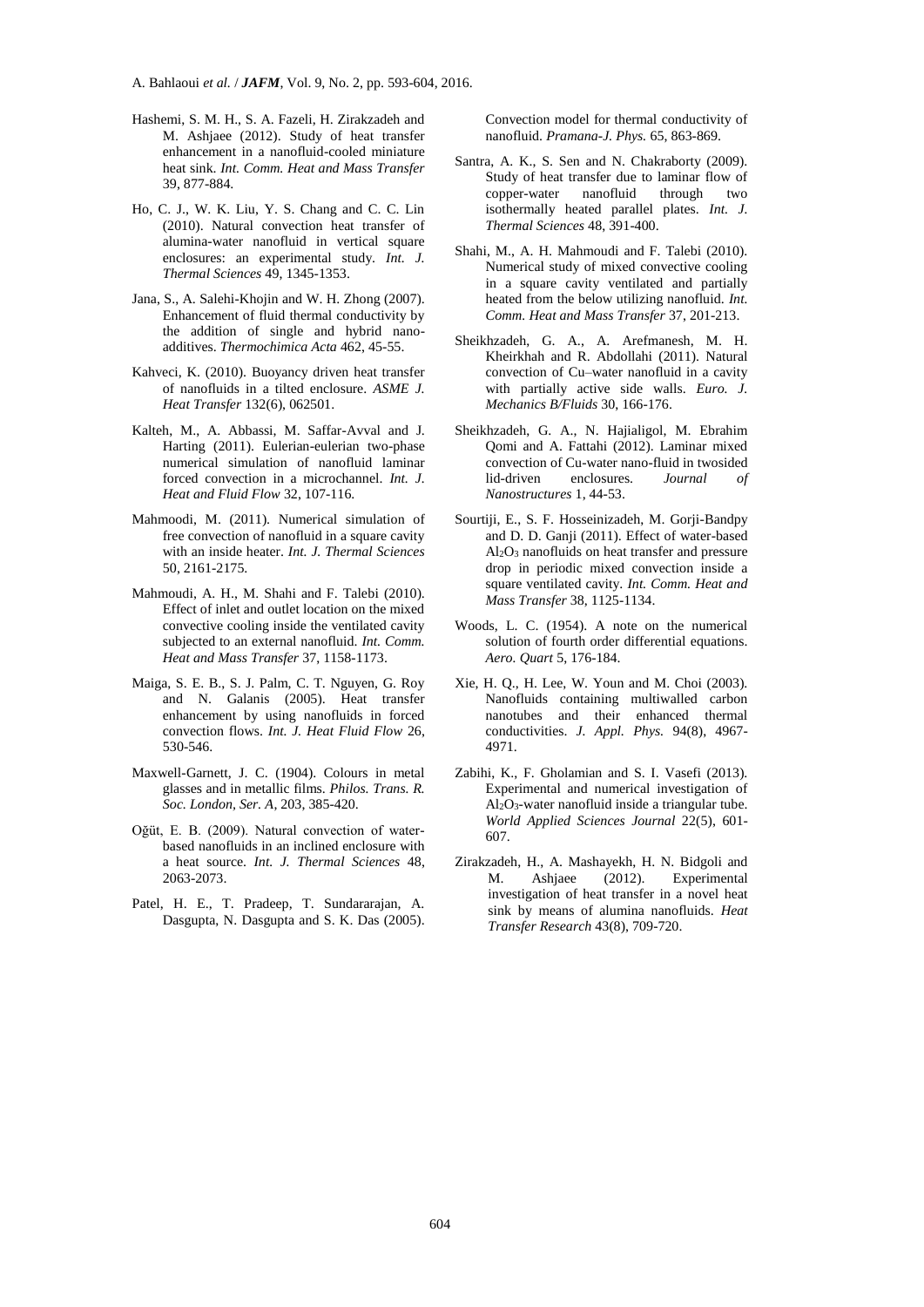Hashemi, S. M. H., S. A. Fazeli, H. Zirakzadeh and M. Ashjaee (2012). Study of heat transfer enhancement in a nanofluid-cooled miniature heat sink. *Int. Comm. Heat and Mass Transfer* 39, 877-884.

Ho, C. J., W. K. Liu, Y. S. Chang and C. C. Lin (2010). Natural convection heat transfer of alumina-water nanofluid in vertical square enclosures: an experimental study. *Int. J. Thermal Sciences* 49, 1345-1353.

Jana, S., A. Salehi-Khojin and W. H. Zhong (2007). Enhancement of fluid thermal conductivity by the addition of single and hybrid nano-additives. *Thermochimica Acta* 462, 45-55.

Kahveci, K. (2010). Buoyancy driven heat transfer of nanofluids in a tilted enclosure. *ASME J. Heat Transfer* 132(6), 062501.

Kalteh, M., A. Abbassi, M. Saffar-Avval and J. Harting (2011). Eulerian-eulerian two-phase numerical simulation of nanofluid laminar forced convection in a microchannel. *Int. J. Heat and Fluid Flow* 32, 107-116.

Mahmoodi, M. (2011). Numerical simulation of free convection of nanofluid in a square cavity with an inside heater. *Int. J. Thermal Sciences* 50, 2161-2175.

Mahmoudi, A. H., M. Shahi and F. Talebi (2010). Effect of inlet and outlet location on the mixed convective cooling inside the ventilated cavity subjected to an external nanofluid. *Int. Comm. Heat and Mass Transfer* 37, 1158-1173.

Maiga, S. E. B., S. J. Palm, C. T. Nguyen, G. Roy and N. Galanis (2005). Heat transfer enhancement by using nanofluids in forced convection flows. *Int. J. Heat Fluid Flow* 26, 530-546.

Maxwell-Garnett, J. C. (1904). Colours in metal glasses and in metallic films. *Philos. Trans. R. Soc. London, Ser. A*, 203, 385-420.

Oğüt, E. B. (2009). Natural convection of water-based nanofluids in an inclined enclosure with a heat source. *Int. J. Thermal Sciences* 48, 2063-2073.

Patel, H. E., T. Pradeep, T. Sundararajan, A. Dasgupta, N. Dasgupta and S. K. Das (2005). Convection model for thermal conductivity of nanofluid. *Pramana-J. Phys.* 65, 863-869.

Santra, A. K., S. Sen and N. Chakraborty (2009). Study of heat transfer due to laminar flow of copper-water nanofluid through two isothermally heated parallel plates. *Int. J. Thermal Sciences* 48, 391-400.

Shahi, M., A. H. Mahmoudi and F. Talebi (2010). Numerical study of mixed convective cooling in a square cavity ventilated and partially heated from the below utilizing nanofluid. *Int. Comm. Heat and Mass Transfer* 37, 201-213.

Sheikhzadeh, G. A., A. Arefmanesh, M. H. Kheirkhah and R. Abdollahi (2011). Natural convection of Cu–water nanofluid in a cavity with partially active side walls. *Euro. J. Mechanics B/Fluids* 30, 166-176.

Sheikhzadeh, G. A., N. Hajialigol, M. Ebrahim Qomi and A. Fattahi (2012). Laminar mixed convection of Cu-water nano-fluid in twosided lid-driven enclosures. *Journal of Nanostructures* 1, 44-53.

Sourtiji, E., S. F. Hosseinizadeh, M. Gorji-Bandpy and D. D. Ganji (2011). Effect of water-based $Al_2O_3$ nanofluids on heat transfer and pressure drop in periodic mixed convection inside a square ventilated cavity. *Int. Comm. Heat and Mass Transfer* 38, 1125-1134.

Woods, L. C. (1954). A note on the numerical solution of fourth order differential equations. *Aero. Quart* 5, 176-184.

Xie, H. Q., H. Lee, W. Youn and M. Choi (2003). Nanofluids containing multiwalled carbon nanotubes and their enhanced thermal conductivities. *J. Appl. Phys.* 94(8), 4967-4971.

Zabihi, K., F. Gholamian and S. I. Vasefi (2013). Experimental and numerical investigation of $Al_2O_3$-water nanofluid inside a triangular tube. *World Applied Sciences Journal* 22(5), 601-607.

Zirakzadeh, H., A. Mashayekh, H. N. Bidgoli and M. Ashjaee (2012). Experimental investigation of heat transfer in a novel heat sink by means of alumina nanofluids. *Heat Transfer Research* 43(8), 709-720.